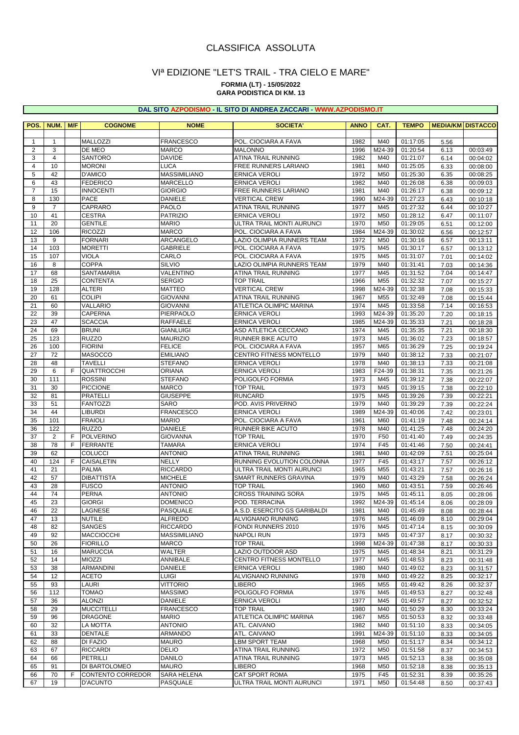# CLASSIFICA ASSOLUTA

## VIª EDIZIONE "LET'S TRAIL - TRA CIELO E MARE"

**FORMIA (LT) - 15/05/2022**
**GARA PODISTICA DI KM. 13**

**DAL SITO AZPODISMO - IL SITO DI ANDREA ZACCARI - WWW.AZPODISMO.IT**

| POS. | NUM. | M/F | COGNOME | NOME | SOCIETA' | ANNO | CAT. | TEMPO | MEDIA/KM | DISTACCO |
|---|---|---|---|---|---|---|---|---|---|---|
| 1 | 1 | | MALLOZZI | FRANCESCO | POL. CIOCIARA A FAVA | 1982 | M40 | 01:17:05 | 5.56 | |
| 2 | 3 | | DE MEO | MARCO | MALONNO | 1996 | M24-39 | 01:20:54 | 6.13 | 00:03:49 |
| 3 | 4 | | SANTORO | DAVIDE | ATINA TRAIL RUNNING | 1982 | M40 | 01:21:07 | 6.14 | 00:04:02 |
| 4 | 10 | | MORONI | LUCA | FREE RUNNERS LARIANO | 1981 | M40 | 01:25:05 | 6.33 | 00:08:00 |
| 5 | 42 | | D'AMICO | MASSIMILIANO | ERNICA VEROLI | 1972 | M50 | 01:25:30 | 6.35 | 00:08:25 |
| 6 | 43 | | FEDERICO | MARCELLO | ERNICA VEROLI | 1982 | M40 | 01:26:08 | 6.38 | 00:09:03 |
| 7 | 15 | | INNOCENTI | GIORGIO | FREE RUNNERS LARIANO | 1981 | M40 | 01:26:17 | 6.38 | 00:09:12 |
| 8 | 130 | | PACE | DANIELE | VERTICAL CREW | 1990 | M24-39 | 01:27:23 | 6.43 | 00:10:18 |
| 9 | 7 | | CAPRARO | PAOLO | ATINA TRAIL RUNNING | 1977 | M45 | 01:27:32 | 6.44 | 00:10:27 |
| 10 | 41 | | CESTRA | PATRIZIO | ERNICA VEROLI | 1972 | M50 | 01:28:12 | 6.47 | 00:11:07 |
| 11 | 20 | | GENTILE | MARIO | ULTRA TRAIL MONTI AURUNCI | 1970 | M50 | 01:29:05 | 6.51 | 00:12:00 |
| 12 | 106 | | RICOZZI | MARCO | POL. CIOCIARA A FAVA | 1984 | M24-39 | 01:30:02 | 6.56 | 00:12:57 |
| 13 | 9 | | FORNARI | ARCANGELO | LAZIO OLIMPIA RUNNERS TEAM | 1972 | M50 | 01:30:16 | 6.57 | 00:13:11 |
| 14 | 103 | | MORETTI | GABRIELE | POL. CIOCIARA A FAVA | 1975 | M45 | 01:30:17 | 6.57 | 00:13:12 |
| 15 | 107 | | VIOLA | CARLO | POL. CIOCIARA A FAVA | 1975 | M45 | 01:31:07 | 7.01 | 00:14:02 |
| 16 | 8 | | COPPA | SILVIO | LAZIO OLIMPIA RUNNERS TEAM | 1979 | M40 | 01:31:41 | 7.03 | 00:14:36 |
| 17 | 68 | | SANTAMARIA | VALENTINO | ATINA TRAIL RUNNING | 1977 | M45 | 01:31:52 | 7.04 | 00:14:47 |
| 18 | 25 | | CONTENTA | SERGIO | TOP TRAIL | 1966 | M55 | 01:32:32 | 7.07 | 00:15:27 |
| 19 | 128 | | ALTERI | MATTEO | VERTICAL CREW | 1998 | M24-39 | 01:32:38 | 7.08 | 00:15:33 |
| 20 | 61 | | COLIPI | GIOVANNI | ATINA TRAIL RUNNING | 1967 | M55 | 01:32:49 | 7.08 | 00:15:44 |
| 21 | 60 | | VALLARIO | GIOVANNI | ATLETICA OLIMPIC MARINA | 1974 | M45 | 01:33:58 | 7.14 | 00:16:53 |
| 22 | 39 | | CAPERNA | PIERPAOLO | ERNICA VEROLI | 1993 | M24-39 | 01:35:20 | 7.20 | 00:18:15 |
| 23 | 47 | | SCACCIA | RAFFAELE | ERNICA VEROLI | 1985 | M24-39 | 01:35:33 | 7.21 | 00:18:28 |
| 24 | 69 | | BRUNI | GIANLUIGI | ASD ATLETICA CECCANO | 1974 | M45 | 01:35:35 | 7.21 | 00:18:30 |
| 25 | 123 | | RUZZO | MAURIZIO | RUNNER BIKE ACUTO | 1973 | M45 | 01:36:02 | 7.23 | 00:18:57 |
| 26 | 100 | | FIORINI | FELICE | POL. CIOCIARA A FAVA | 1957 | M65 | 01:36:29 | 7.25 | 00:19:24 |
| 27 | 72 | | MASOCCO | EMILIANO | CENTRO FITNESS MONTELLO | 1979 | M40 | 01:38:12 | 7.33 | 00:21:07 |
| 28 | 48 | | TAVELLI | STEFANO | ERNICA VEROLI | 1978 | M40 | 01:38:13 | 7.33 | 00:21:08 |
| 29 | 6 | F | QUATTROCCHI | ORIANA | ERNICA VEROLI | 1983 | F24-39 | 01:38:31 | 7.35 | 00:21:26 |
| 30 | 111 | | ROSSINI | STEFANO | POLIGOLFO FORMIA | 1973 | M45 | 01:39:12 | 7.38 | 00:22:07 |
| 31 | 30 | | PICCIONE | MARCO | TOP TRAIL | 1973 | M45 | 01:39:15 | 7.38 | 00:22:10 |
| 32 | 81 | | PRATELLI | GIUSEPPE | RUNCARD | 1975 | M45 | 01:39:26 | 7.39 | 00:22:21 |
| 33 | 51 | | FANTOZZI | SARO | POD. AVIS PRIVERNO | 1979 | M40 | 01:39:29 | 7.39 | 00:22:24 |
| 34 | 44 | | LIBURDI | FRANCESCO | ERNICA VEROLI | 1989 | M24-39 | 01:40:06 | 7.42 | 00:23:01 |
| 35 | 101 | | FRAIOLI | MARIO | POL. CIOCIARA A FAVA | 1961 | M60 | 01:41:19 | 7.48 | 00:24:14 |
| 36 | 122 | | RUZZO | DANIELE | RUNNER BIKE ACUTO | 1978 | M40 | 01:41:25 | 7.48 | 00:24:20 |
| 37 | 2 | F | POLVERINO | GIOVANNA | TOP TRAIL | 1970 | F50 | 01:41:40 | 7.49 | 00:24:35 |
| 38 | 78 | F | FERRANTE | TAMARA | ERNICA VEROLI | 1974 | F45 | 01:41:46 | 7.50 | 00:24:41 |
| 39 | 62 | | COLUCCI | ANTONIO | ATINA TRAIL RUNNING | 1981 | M40 | 01:42:09 | 7.51 | 00:25:04 |
| 40 | 124 | F | CAISALETIN | NELLY | RUNNING EVOLUTION COLONNA | 1977 | F45 | 01:43:17 | 7.57 | 00:26:12 |
| 41 | 21 | | PALMA | RICCARDO | ULTRA TRAIL MONTI AURUNCI | 1965 | M55 | 01:43:21 | 7.57 | 00:26:16 |
| 42 | 57 | | DIBATTISTA | MICHELE | SMART RUNNERS GRAVINA | 1979 | M40 | 01:43:29 | 7.58 | 00:26:24 |
| 43 | 28 | | FUSCO | ANTONIO | TOP TRAIL | 1960 | M60 | 01:43:51 | 7.59 | 00:26:46 |
| 44 | 74 | | PERNA | ANTONIO | CROSS TRAINING SORA | 1975 | M45 | 01:45:11 | 8.05 | 00:28:06 |
| 45 | 23 | | GIORGI | DOMENICO | POD. TERRACINA | 1992 | M24-39 | 01:45:14 | 8.06 | 00:28:09 |
| 46 | 22 | | LAGNESE | PASQUALE | A.S.D. ESERCITO GS GARIBALDI | 1981 | M40 | 01:45:49 | 8.08 | 00:28:44 |
| 47 | 13 | | NUTILE | ALFREDO | ALVIGNANO RUNNING | 1976 | M45 | 01:46:09 | 8.10 | 00:29:04 |
| 48 | 82 | | SANGES | RICCARDO | FONDI RUNNERS 2010 | 1976 | M45 | 01:47:14 | 8.15 | 00:30:09 |
| 49 | 92 | | MACCIOCCHI | MASSIMILIANO | NAPOLI RUN | 1973 | M45 | 01:47:37 | 8.17 | 00:30:32 |
| 50 | 26 | | FIORILLO | MARCO | TOP TRAIL | 1998 | M24-39 | 01:47:38 | 8.17 | 00:30:33 |
| 51 | 16 | | MARUCCIA | WALTER | LAZIO OUTDOOR ASD | 1975 | M45 | 01:48:34 | 8.21 | 00:31:29 |
| 52 | 14 | | MIOZZI | ANNIBALE | CENTRO FITNESS MONTELLO | 1977 | M45 | 01:48:53 | 8.23 | 00:31:48 |
| 53 | 38 | | ARMANDINI | DANIELE | ERNICA VEROLI | 1980 | M40 | 01:49:02 | 8.23 | 00:31:57 |
| 54 | 12 | | ACETO | LUIGI | ALVIGNANO RUNNING | 1978 | M40 | 01:49:22 | 8.25 | 00:32:17 |
| 55 | 93 | | LAURI | VITTORIO | LIBERO | 1965 | M55 | 01:49:42 | 8.26 | 00:32:37 |
| 56 | 112 | | TOMAO | MASSIMO | POLIGOLFO FORMIA | 1976 | M45 | 01:49:53 | 8.27 | 00:32:48 |
| 57 | 36 | | ALONZI | DANIELE | ERNICA VEROLI | 1977 | M45 | 01:49:57 | 8.27 | 00:32:52 |
| 58 | 29 | | MUCCITELLI | FRANCESCO | TOP TRAIL | 1980 | M40 | 01:50:29 | 8.30 | 00:33:24 |
| 59 | 96 | | DRAGONE | MARIO | ATLETICA OLIMPIC MARINA | 1967 | M55 | 01:50:53 | 8.32 | 00:33:48 |
| 60 | 32 | | LA MOTTA | ANTONIO | ATL. CAIVANO | 1982 | M40 | 01:51:10 | 8.33 | 00:34:05 |
| 61 | 33 | | DENTALE | ARMANDO | ATL. CAIVANO | 1991 | M24-39 | 01:51:10 | 8.33 | 00:34:05 |
| 62 | 88 | | DI FAZIO | MAURO | LBM SPORT TEAM | 1968 | M50 | 01:51:17 | 8.34 | 00:34:12 |
| 63 | 67 | | RICCARDI | DELIO | ATINA TRAIL RUNNING | 1972 | M50 | 01:51:58 | 8.37 | 00:34:53 |
| 64 | 66 | | PETRILLI | DANILO | ATINA TRAIL RUNNING | 1973 | M45 | 01:52:13 | 8.38 | 00:35:08 |
| 65 | 91 | | DI BARTOLOMEO | MAURO | LIBERO | 1968 | M50 | 01:52:18 | 8.38 | 00:35:13 |
| 66 | 70 | F | CONTENTO CORREDOR | SARA HELENA | CAT SPORT ROMA | 1975 | F45 | 01:52:31 | 8.39 | 00:35:26 |
| 67 | 19 | | D'ACUNTO | PASQUALE | ULTRA TRAIL MONTI AURUNCI | 1971 | M50 | 01:54:48 | 8.50 | 00:37:43 |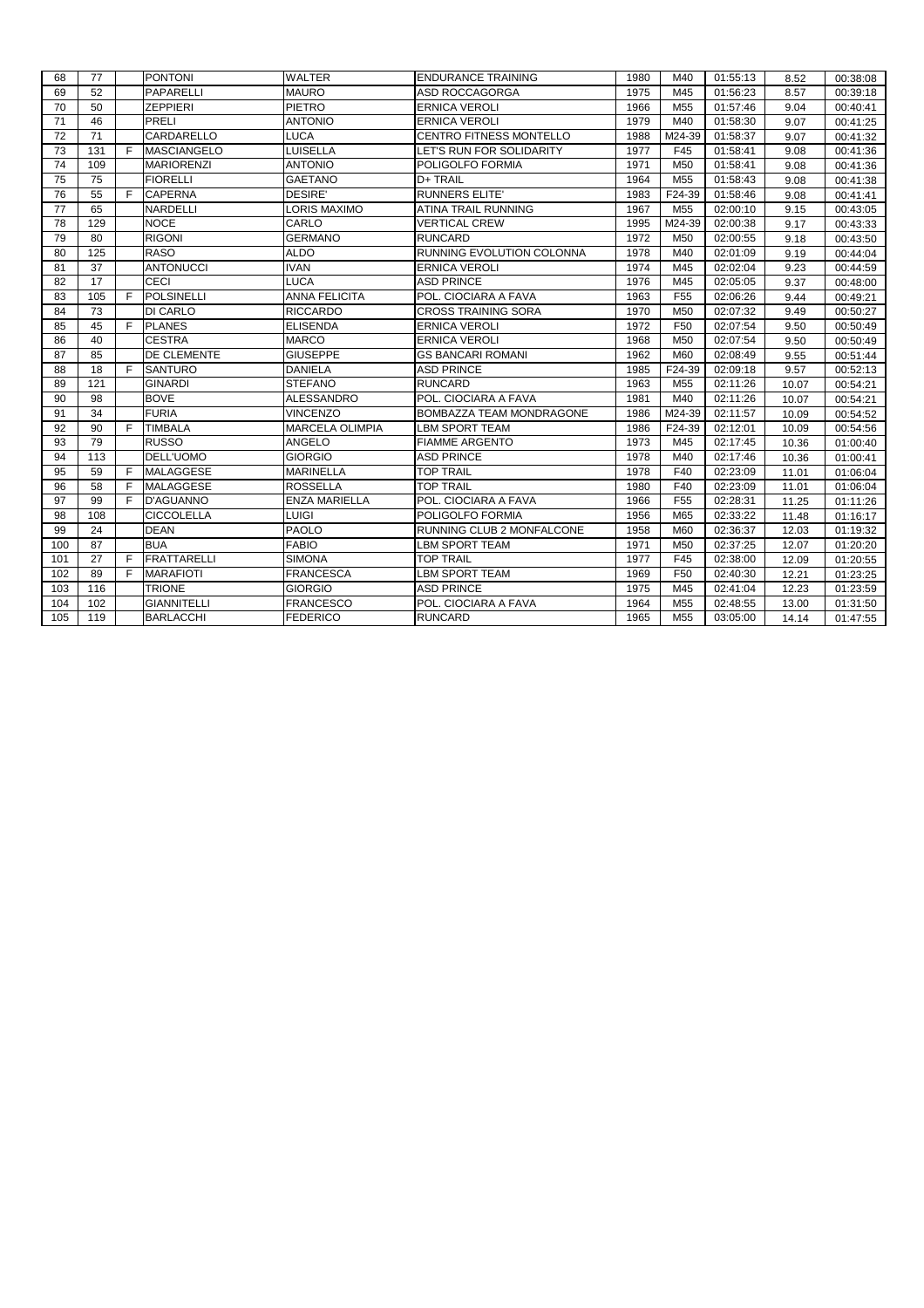| | | | | | | | | | | |
|---|---|---|---|---|---|---|---|---|---|---|
| 68 | 77 | | PONTONI | WALTER | ENDURANCE TRAINING | 1980 | M40 | 01:55:13 | 8.52 | 00:38:08 |
| 69 | 52 | | PAPARELLI | MAURO | ASD ROCCAGORGA | 1975 | M45 | 01:56:23 | 8.57 | 00:39:18 |
| 70 | 50 | | ZEPPIERI | PIETRO | ERNICA VEROLI | 1966 | M55 | 01:57:46 | 9.04 | 00:40:41 |
| 71 | 46 | | PRELI | ANTONIO | ERNICA VEROLI | 1979 | M40 | 01:58:30 | 9.07 | 00:41:25 |
| 72 | 71 | | CARDARELLO | LUCA | CENTRO FITNESS MONTELLO | 1988 | M24-39 | 01:58:37 | 9.07 | 00:41:32 |
| 73 | 131 | F | MASCIANGELO | LUISELLA | LET'S RUN FOR SOLIDARITY | 1977 | F45 | 01:58:41 | 9.08 | 00:41:36 |
| 74 | 109 | | MARIORENZI | ANTONIO | POLIGOLFO FORMIA | 1971 | M50 | 01:58:41 | 9.08 | 00:41:36 |
| 75 | 75 | | FIORELLI | GAETANO | D+ TRAIL | 1964 | M55 | 01:58:43 | 9.08 | 00:41:38 |
| 76 | 55 | F | CAPERNA | DESIRE' | RUNNERS ELITE' | 1983 | F24-39 | 01:58:46 | 9.08 | 00:41:41 |
| 77 | 65 | | NARDELLI | LORIS MAXIMO | ATINA TRAIL RUNNING | 1967 | M55 | 02:00:10 | 9.15 | 00:43:05 |
| 78 | 129 | | NOCE | CARLO | VERTICAL CREW | 1995 | M24-39 | 02:00:38 | 9.17 | 00:43:33 |
| 79 | 80 | | RIGONI | GERMANO | RUNCARD | 1972 | M50 | 02:00:55 | 9.18 | 00:43:50 |
| 80 | 125 | | RASO | ALDO | RUNNING EVOLUTION COLONNA | 1978 | M40 | 02:01:09 | 9.19 | 00:44:04 |
| 81 | 37 | | ANTONUCCI | IVAN | ERNICA VEROLI | 1974 | M45 | 02:02:04 | 9.23 | 00:44:59 |
| 82 | 17 | | CECI | LUCA | ASD PRINCE | 1976 | M45 | 02:05:05 | 9.37 | 00:48:00 |
| 83 | 105 | F | POLSINELLI | ANNA FELICITA | POL. CIOCIARA A FAVA | 1963 | F55 | 02:06:26 | 9.44 | 00:49:21 |
| 84 | 73 | | DI CARLO | RICCARDO | CROSS TRAINING SORA | 1970 | M50 | 02:07:32 | 9.49 | 00:50:27 |
| 85 | 45 | F | PLANES | ELISENDA | ERNICA VEROLI | 1972 | F50 | 02:07:54 | 9.50 | 00:50:49 |
| 86 | 40 | | CESTRA | MARCO | ERNICA VEROLI | 1968 | M50 | 02:07:54 | 9.50 | 00:50:49 |
| 87 | 85 | | DE CLEMENTE | GIUSEPPE | GS BANCARI ROMANI | 1962 | M60 | 02:08:49 | 9.55 | 00:51:44 |
| 88 | 18 | F | SANTURO | DANIELA | ASD PRINCE | 1985 | F24-39 | 02:09:18 | 9.57 | 00:52:13 |
| 89 | 121 | | GINARDI | STEFANO | RUNCARD | 1963 | M55 | 02:11:26 | 10.07 | 00:54:21 |
| 90 | 98 | | BOVE | ALESSANDRO | POL. CIOCIARA A FAVA | 1981 | M40 | 02:11:26 | 10.07 | 00:54:21 |
| 91 | 34 | | FURIA | VINCENZO | BOMBAZZA TEAM MONDRAGONE | 1986 | M24-39 | 02:11:57 | 10.09 | 00:54:52 |
| 92 | 90 | F | TIMBALA | MARCELA OLIMPIA | LBM SPORT TEAM | 1986 | F24-39 | 02:12:01 | 10.09 | 00:54:56 |
| 93 | 79 | | RUSSO | ANGELO | FIAMME ARGENTO | 1973 | M45 | 02:17:45 | 10.36 | 01:00:40 |
| 94 | 113 | | DELL'UOMO | GIORGIO | ASD PRINCE | 1978 | M40 | 02:17:46 | 10.36 | 01:00:41 |
| 95 | 59 | F | MALAGGESE | MARINELLA | TOP TRAIL | 1978 | F40 | 02:23:09 | 11.01 | 01:06:04 |
| 96 | 58 | F | MALAGGESE | ROSSELLA | TOP TRAIL | 1980 | F40 | 02:23:09 | 11.01 | 01:06:04 |
| 97 | 99 | F | D'AGUANNO | ENZA MARIELLA | POL. CIOCIARA A FAVA | 1966 | F55 | 02:28:31 | 11.25 | 01:11:26 |
| 98 | 108 | | CICCOLELLA | LUIGI | POLIGOLFO FORMIA | 1956 | M65 | 02:33:22 | 11.48 | 01:16:17 |
| 99 | 24 | | DEAN | PAOLO | RUNNING CLUB 2 MONFALCONE | 1958 | M60 | 02:36:37 | 12.03 | 01:19:32 |
| 100 | 87 | | BUA | FABIO | LBM SPORT TEAM | 1971 | M50 | 02:37:25 | 12.07 | 01:20:20 |
| 101 | 27 | F | FRATTARELLI | SIMONA | TOP TRAIL | 1977 | F45 | 02:38:00 | 12.09 | 01:20:55 |
| 102 | 89 | F | MARAFIOTI | FRANCESCA | LBM SPORT TEAM | 1969 | F50 | 02:40:30 | 12.21 | 01:23:25 |
| 103 | 116 | | TRIONE | GIORGIO | ASD PRINCE | 1975 | M45 | 02:41:04 | 12.23 | 01:23:59 |
| 104 | 102 | | GIANNITELLI | FRANCESCO | POL. CIOCIARA A FAVA | 1964 | M55 | 02:48:55 | 13.00 | 01:31:50 |
| 105 | 119 | | BARLACCHI | FEDERICO | RUNCARD | 1965 | M55 | 03:05:00 | 14.14 | 01:47:55 |